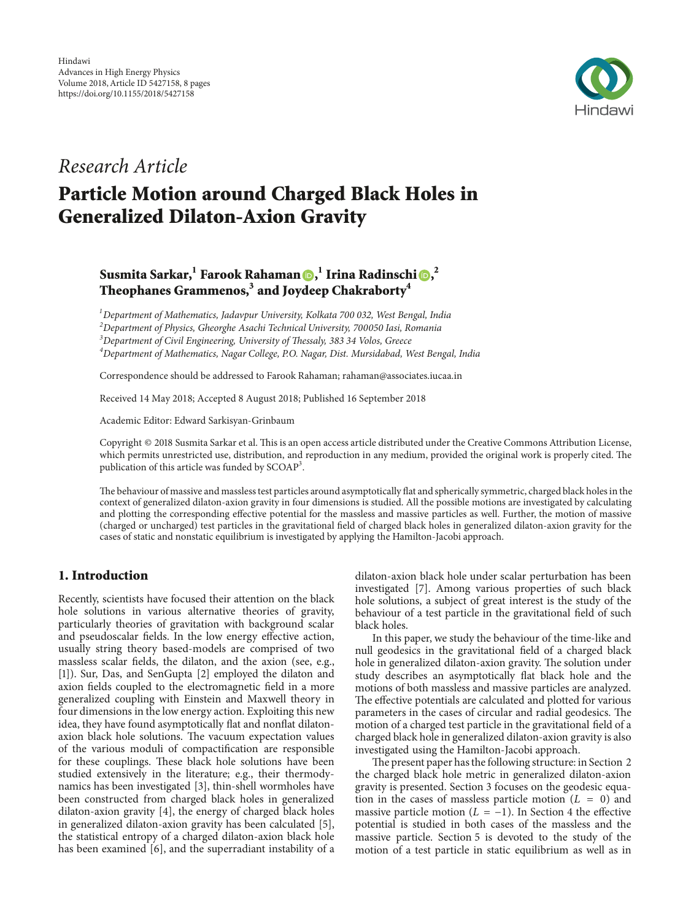Hindawi
Advances in High Energy Physics
Volume 2018, Article ID 5427158, 8 pages
https://doi.org/10.1155/2018/5427158

*Research Article*

# Particle Motion around Charged Black Holes in Generalized Dilaton-Axion Gravity

**Susmita Sarkar,[1] Farook Rahaman,[1] Irina Radinschi,[2] Theophanes Grammenos,[3] and Joydeep Chakraborty[4]**

[1] *Department of Mathematics, Jadavpur University, Kolkata 700 032, West Bengal, India*
[2] *Department of Physics, Gheorghe Asachi Technical University, 700050 Iasi, Romania*
[3] *Department of Civil Engineering, University of Thessaly, 383 34 Volos, Greece*
[4] *Department of Mathematics, Nagar College, P.O. Nagar, Dist. Mursidabad, West Bengal, India*

Correspondence should be addressed to Farook Rahaman; rahaman@associates.iucaa.in

Received 14 May 2018; Accepted 8 August 2018; Published 16 September 2018

Academic Editor: Edward Sarkisyan-Grinbaum

Copyright © 2018 Susmita Sarkar et al. This is an open access article distributed under the Creative Commons Attribution License, which permits unrestricted use, distribution, and reproduction in any medium, provided the original work is properly cited. The publication of this article was funded by SCOAP[3].

The behaviour of massive and massless test particles around asymptotically flat and spherically symmetric, charged black holes in the context of generalized dilaton-axion gravity in four dimensions is studied. All the possible motions are investigated by calculating and plotting the corresponding effective potential for the massless and massive particles as well. Further, the motion of massive (charged or uncharged) test particles in the gravitational field of charged black holes in generalized dilaton-axion gravity for the cases of static and nonstatic equilibrium is investigated by applying the Hamilton-Jacobi approach.

## 1. Introduction

Recently, scientists have focused their attention on the black hole solutions in various alternative theories of gravity, particularly theories of gravitation with background scalar and pseudoscalar fields. In the low energy effective action, usually string theory based-models are comprised of two massless scalar fields, the dilaton, and the axion (see, e.g., [1]). Sur, Das, and SenGupta [2] employed the dilaton and axion fields coupled to the electromagnetic field in a more generalized coupling with Einstein and Maxwell theory in four dimensions in the low energy action. Exploiting this new idea, they have found asymptotically flat and nonflat dilaton-axion black hole solutions. The vacuum expectation values of the various moduli of compactification are responsible for these couplings. These black hole solutions have been studied extensively in the literature; e.g., their thermodynamics has been investigated [3], thin-shell wormholes have been constructed from charged black holes in generalized dilaton-axion gravity [4], the energy of charged black holes in generalized dilaton-axion gravity has been calculated [5], the statistical entropy of a charged dilaton-axion black hole has been examined [6], and the superradiant instability of a dilaton-axion black hole under scalar perturbation has been investigated [7]. Among various properties of such black hole solutions, a subject of great interest is the study of the behaviour of a test particle in the gravitational field of such black holes.

In this paper, we study the behaviour of the time-like and null geodesics in the gravitational field of a charged black hole in generalized dilaton-axion gravity. The solution under study describes an asymptotically flat black hole and the motions of both massless and massive particles are analyzed. The effective potentials are calculated and plotted for various parameters in the cases of circular and radial geodesics. The motion of a charged test particle in the gravitational field of a charged black hole in generalized dilaton-axion gravity is also investigated using the Hamilton-Jacobi approach.

The present paper has the following structure: in Section 2 the charged black hole metric in generalized dilaton-axion gravity is presented. Section 3 focuses on the geodesic equation in the cases of massless particle motion ($L = 0$) and massive particle motion ($L = -1$). In Section 4 the effective potential is studied in both cases of the massless and the massive particle. Section 5 is devoted to the study of the motion of a test particle in static equilibrium as well as in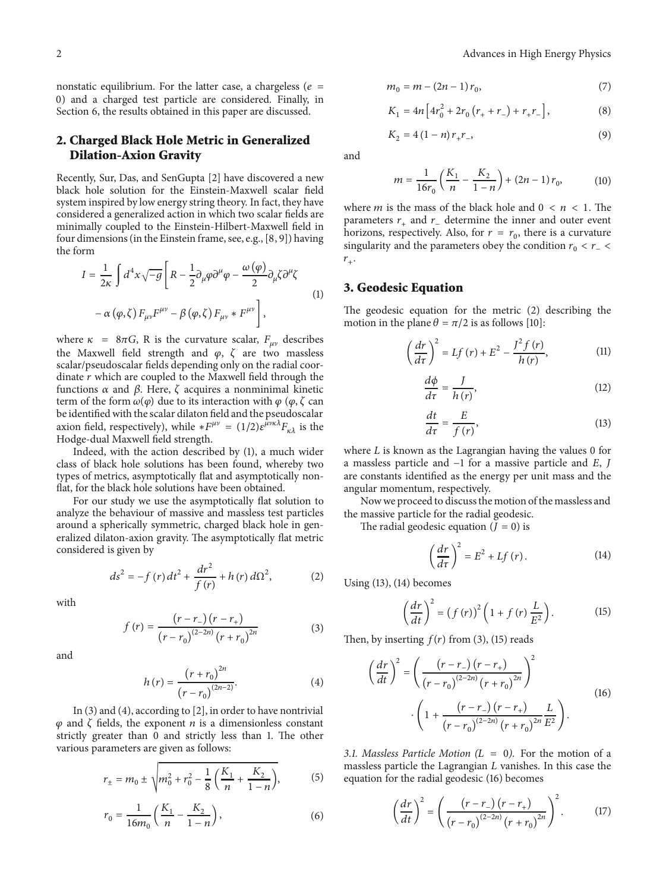nonstatic equilibrium. For the latter case, a chargeless ($e = 0$) and a charged test particle are considered. Finally, in Section 6, the results obtained in this paper are discussed.

## 2. Charged Black Hole Metric in Generalized Dilation-Axion Gravity

Recently, Sur, Das, and SenGupta [2] have discovered a new black hole solution for the Einstein-Maxwell scalar field system inspired by low energy string theory. In fact, they have considered a generalized action in which two scalar fields are minimally coupled to the Einstein-Hilbert-Maxwell field in four dimensions (in the Einstein frame, see, e.g., [8, 9]) having the form

$$I = \frac{1}{2\kappa}\int d^4x\sqrt{-g}\left[R - \frac{1}{2}\partial_\mu\varphi\partial^\mu\varphi - \frac{\omega(\varphi)}{2}\partial_\mu\zeta\partial^\mu\zeta - \alpha(\varphi,\zeta)F_{\mu\nu}F^{\mu\nu} - \beta(\varphi,\zeta)F_{\mu\nu}*F^{\mu\nu}\right], \tag{1}$$

where $\kappa = 8\pi G$, R is the curvature scalar, $F_{\mu\nu}$ describes the Maxwell field strength and $\varphi$, $\zeta$ are two massless scalar/pseudoscalar fields depending only on the radial coordinate $r$ which are coupled to the Maxwell field through the functions $\alpha$ and $\beta$. Here, $\zeta$ acquires a nonminimal kinetic term of the form $\omega(\varphi)$ due to its interaction with $\varphi$ ($\varphi, \zeta$ can be identified with the scalar dilaton field and the pseudoscalar axion field, respectively), while $*F^{\mu\nu} = (1/2)\varepsilon^{\mu\nu\kappa\lambda}F_{\kappa\lambda}$ is the Hodge-dual Maxwell field strength.

Indeed, with the action described by (1), a much wider class of black hole solutions has been found, whereby two types of metrics, asymptotically flat and asymptotically non-flat, for the black hole solutions have been obtained.

For our study we use the asymptotically flat solution to analyze the behaviour of massive and massless test particles around a spherically symmetric, charged black hole in generalized dilaton-axion gravity. The asymptotically flat metric considered is given by

$$ds^2 = -f(r)\,dt^2 + \frac{dr^2}{f(r)} + h(r)\,d\Omega^2, \tag{2}$$

with

$$f(r) = \frac{(r-r_-)(r-r_+)}{(r-r_0)^{(2-2n)}(r+r_0)^{2n}} \tag{3}$$

and

$$h(r) = \frac{(r+r_0)^{2n}}{(r-r_0)^{(2n-2)}}. \tag{4}$$

In (3) and (4), according to [2], in order to have nontrivial $\varphi$ and $\zeta$ fields, the exponent $n$ is a dimensionless constant strictly greater than 0 and strictly less than 1. The other various parameters are given as follows:

$$r_\pm = m_0 \pm \sqrt{m_0^2 + r_0^2 - \frac{1}{8}\left(\frac{K_1}{n} + \frac{K_2}{1-n}\right)}, \tag{5}$$

$$r_0 = \frac{1}{16m_0}\left(\frac{K_1}{n} - \frac{K_2}{1-n}\right), \tag{6}$$

$$m_0 = m - (2n-1)\,r_0, \tag{7}$$

$$K_1 = 4n\left[4r_0^2 + 2r_0(r_+ + r_-) + r_+r_-\right], \tag{8}$$

$$K_2 = 4(1-n)\,r_+r_-, \tag{9}$$

and

$$m = \frac{1}{16r_0}\left(\frac{K_1}{n} - \frac{K_2}{1-n}\right) + (2n-1)\,r_0, \tag{10}$$

where $m$ is the mass of the black hole and $0 < n < 1$. The parameters $r_+$ and $r_-$ determine the inner and outer event horizons, respectively. Also, for $r = r_0$, there is a curvature singularity and the parameters obey the condition $r_0 < r_- < r_+$.

## 3. Geodesic Equation

The geodesic equation for the metric (2) describing the motion in the plane $\theta = \pi/2$ is as follows [10]:

$$\left(\frac{dr}{d\tau}\right)^2 = Lf(r) + E^2 - \frac{J^2 f(r)}{h(r)}, \tag{11}$$

$$\frac{d\phi}{d\tau} = \frac{J}{h(r)}, \tag{12}$$

$$\frac{dt}{d\tau} = \frac{E}{f(r)}, \tag{13}$$

where $L$ is known as the Lagrangian having the values 0 for a massless particle and $-1$ for a massive particle and $E$, $J$ are constants identified as the energy per unit mass and the angular momentum, respectively.

Now we proceed to discuss the motion of the massless and the massive particle for the radial geodesic.

The radial geodesic equation ($J = 0$) is

$$\left(\frac{dr}{d\tau}\right)^2 = E^2 + Lf(r). \tag{14}$$

Using (13), (14) becomes

$$\left(\frac{dr}{dt}\right)^2 = (f(r))^2\left(1 + f(r)\frac{L}{E^2}\right). \tag{15}$$

Then, by inserting $f(r)$ from (3), (15) reads

$$\left(\frac{dr}{dt}\right)^2 = \left(\frac{(r-r_-)(r-r_+)}{(r-r_0)^{(2-2n)}(r+r_0)^{2n}}\right)^2 \cdot\left(1 + \frac{(r-r_-)(r-r_+)}{(r-r_0)^{(2-2n)}(r+r_0)^{2n}}\frac{L}{E^2}\right). \tag{16}$$

*3.1. Massless Particle Motion ($L = 0$).* For the motion of a massless particle the Lagrangian $L$ vanishes. In this case the equation for the radial geodesic (16) becomes

$$\left(\frac{dr}{dt}\right)^2 = \left(\frac{(r-r_-)(r-r_+)}{(r-r_0)^{(2-2n)}(r+r_0)^{2n}}\right)^2. \tag{17}$$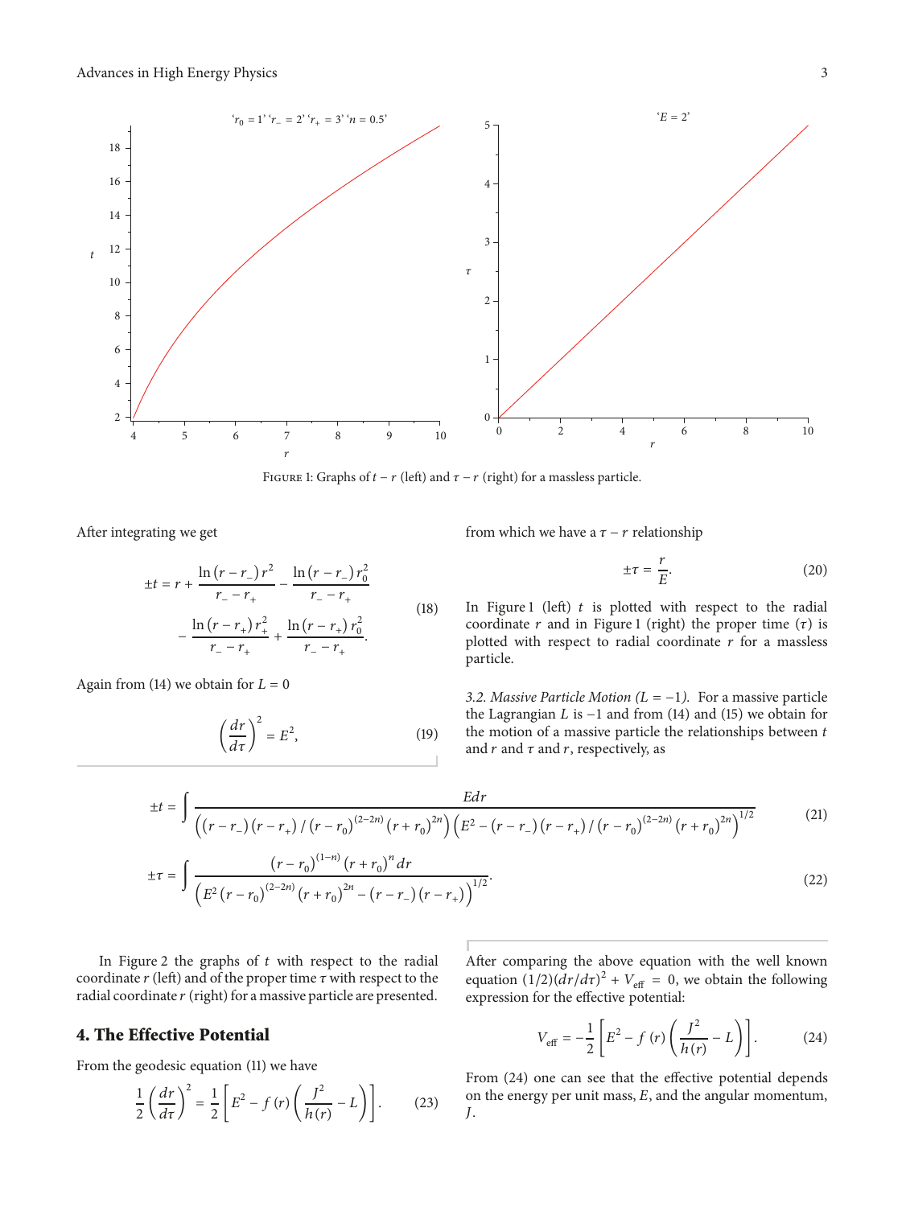FIGURE 1: Graphs of $t - r$ (left) and $\tau - r$ (right) for a massless particle.

After integrating we get

$$\pm t = r + \frac{\ln(r - r_-) r^2}{r_- - r_+} - \frac{\ln(r - r_-) r_0^2}{r_- - r_+} - \frac{\ln(r - r_+) r_+^2}{r_- - r_+} + \frac{\ln(r - r_+) r_0^2}{r_- - r_+}. \tag{18}$$

Again from (14) we obtain for $L = 0$

$$\left(\frac{dr}{d\tau}\right)^2 = E^2, \tag{19}$$

from which we have a $\tau - r$ relationship

$$\pm\tau = \frac{r}{E}. \tag{20}$$

In Figure 1 (left) $t$ is plotted with respect to the radial coordinate $r$ and in Figure 1 (right) the proper time ($\tau$) is plotted with respect to radial coordinate $r$ for a massless particle.

*3.2. Massive Particle Motion ($L = -1$).* For a massive particle the Lagrangian $L$ is $-1$ and from (14) and (15) we obtain for the motion of a massive particle the relationships between $t$ and $r$ and $\tau$ and $r$, respectively, as

$$\pm t = \int \frac{E\,dr}{\left((r - r_-)(r - r_+)/(r - r_0)^{(2-2n)}(r + r_0)^{2n}\right)\left(E^2 - (r - r_-)(r - r_+)/(r - r_0)^{(2-2n)}(r + r_0)^{2n}\right)^{1/2}} \tag{21}$$

$$\pm\tau = \int \frac{(r - r_0)^{(1-n)}(r + r_0)^n\,dr}{\left(E^2 (r - r_0)^{(2-2n)}(r + r_0)^{2n} - (r - r_-)(r - r_+)\right)^{1/2}}. \tag{22}$$

In Figure 2 the graphs of $t$ with respect to the radial coordinate $r$ (left) and of the proper time $\tau$ with respect to the radial coordinate $r$ (right) for a massive particle are presented.

## 4. The Effective Potential

From the geodesic equation (11) we have

$$\frac{1}{2}\left(\frac{dr}{d\tau}\right)^2 = \frac{1}{2}\left[E^2 - f(r)\left(\frac{J^2}{h(r)} - L\right)\right]. \tag{23}$$

After comparing the above equation with the well known equation $(1/2)(dr/d\tau)^2 + V_{\text{eff}} = 0$, we obtain the following expression for the effective potential:

$$V_{\text{eff}} = -\frac{1}{2}\left[E^2 - f(r)\left(\frac{J^2}{h(r)} - L\right)\right]. \tag{24}$$

From (24) one can see that the effective potential depends on the energy per unit mass, $E$, and the angular momentum, $J$.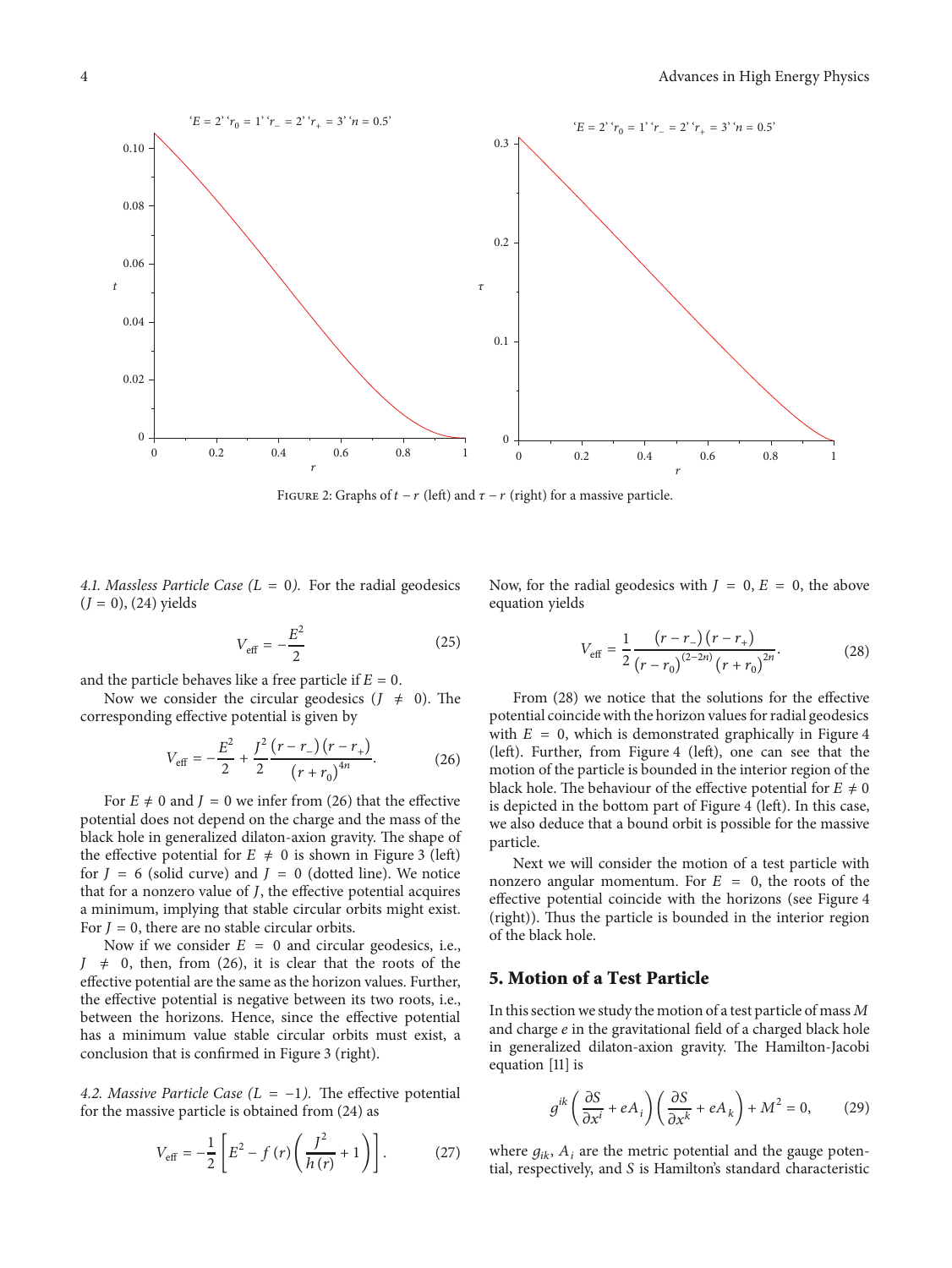FIGURE 2: Graphs of $t - r$ (left) and $\tau - r$ (right) for a massive particle.

*4.1. Massless Particle Case ($L = 0$).* For the radial geodesics ($J = 0$), (24) yields

$$V_{\text{eff}} = -\frac{E^2}{2} \tag{25}$$

and the particle behaves like a free particle if $E = 0$.

Now we consider the circular geodesics ($J \neq 0$). The corresponding effective potential is given by

$$V_{\text{eff}} = -\frac{E^2}{2} + \frac{J^2}{2} \frac{(r - r_-)(r - r_+)}{(r + r_0)^{4n}}. \tag{26}$$

For $E \neq 0$ and $J = 0$ we infer from (26) that the effective potential does not depend on the charge and the mass of the black hole in generalized dilaton-axion gravity. The shape of the effective potential for $E \neq 0$ is shown in Figure 3 (left) for $J = 6$ (solid curve) and $J = 0$ (dotted line). We notice that for a nonzero value of $J$, the effective potential acquires a minimum, implying that stable circular orbits might exist. For $J = 0$, there are no stable circular orbits.

Now if we consider $E = 0$ and circular geodesics, i.e., $J \neq 0$, then, from (26), it is clear that the roots of the effective potential are the same as the horizon values. Further, the effective potential is negative between its two roots, i.e., between the horizons. Hence, since the effective potential has a minimum value stable circular orbits must exist, a conclusion that is confirmed in Figure 3 (right).

*4.2. Massive Particle Case ($L = -1$).* The effective potential for the massive particle is obtained from (24) as

$$V_{\text{eff}} = -\frac{1}{2} \left[ E^2 - f(r) \left( \frac{J^2}{h(r)} + 1 \right) \right]. \tag{27}$$

Now, for the radial geodesics with $J = 0$, $E = 0$, the above equation yields

$$V_{\text{eff}} = \frac{1}{2} \frac{(r - r_-)(r - r_+)}{(r - r_0)^{(2-2n)} (r + r_0)^{2n}}. \tag{28}$$

From (28) we notice that the solutions for the effective potential coincide with the horizon values for radial geodesics with $E = 0$, which is demonstrated graphically in Figure 4 (left). Further, from Figure 4 (left), one can see that the motion of the particle is bounded in the interior region of the black hole. The behaviour of the effective potential for $E \neq 0$ is depicted in the bottom part of Figure 4 (left). In this case, we also deduce that a bound orbit is possible for the massive particle.

Next we will consider the motion of a test particle with nonzero angular momentum. For $E = 0$, the roots of the effective potential coincide with the horizons (see Figure 4 (right)). Thus the particle is bounded in the interior region of the black hole.

## 5. Motion of a Test Particle

In this section we study the motion of a test particle of mass $M$ and charge $e$ in the gravitational field of a charged black hole in generalized dilaton-axion gravity. The Hamilton-Jacobi equation [11] is

$$g^{ik} \left( \frac{\partial S}{\partial x^i} + eA_i \right) \left( \frac{\partial S}{\partial x^k} + eA_k \right) + M^2 = 0, \tag{29}$$

where $g_{ik}$, $A_i$ are the metric potential and the gauge potential, respectively, and $S$ is Hamilton's standard characteristic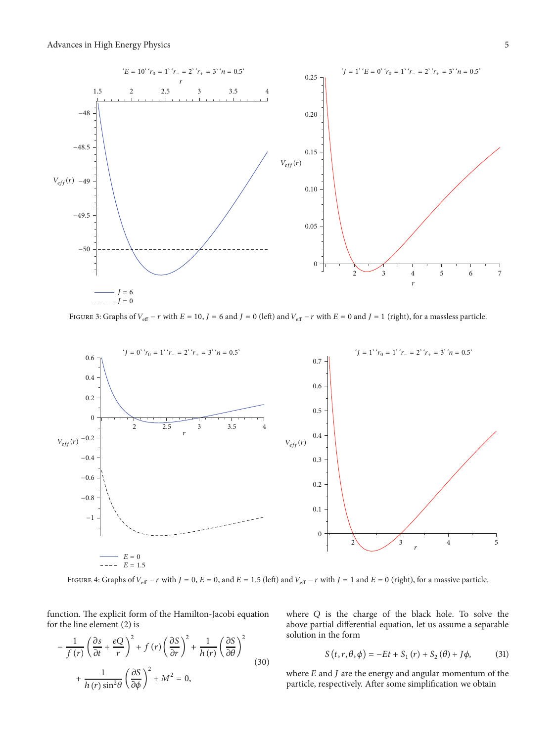FIGURE 3: Graphs of $V_{\text{eff}} - r$ with $E = 10$, $J = 6$ and $J = 0$ (left) and $V_{\text{eff}} - r$ with $E = 0$ and $J = 1$ (right), for a massless particle.

FIGURE 4: Graphs of $V_{\text{eff}} - r$ with $J = 0$, $E = 0$, and $E = 1.5$ (left) and $V_{\text{eff}} - r$ with $J = 1$ and $E = 0$ (right), for a massive particle.

function. The explicit form of the Hamilton-Jacobi equation for the line element (2) is

$$-\frac{1}{f(r)}\left(\frac{\partial s}{\partial t}+\frac{eQ}{r}\right)^2+f(r)\left(\frac{\partial S}{\partial r}\right)^2+\frac{1}{h(r)}\left(\frac{\partial S}{\partial \theta}\right)^2 + \frac{1}{h(r)\sin^2\theta}\left(\frac{\partial S}{\partial \phi}\right)^2+M^2=0, \tag{30}$$

where $Q$ is the charge of the black hole. To solve the above partial differential equation, let us assume a separable solution in the form

$$S(t,r,\theta,\phi)=-Et+S_1(r)+S_2(\theta)+J\phi, \tag{31}$$

where $E$ and $J$ are the energy and angular momentum of the particle, respectively. After some simplification we obtain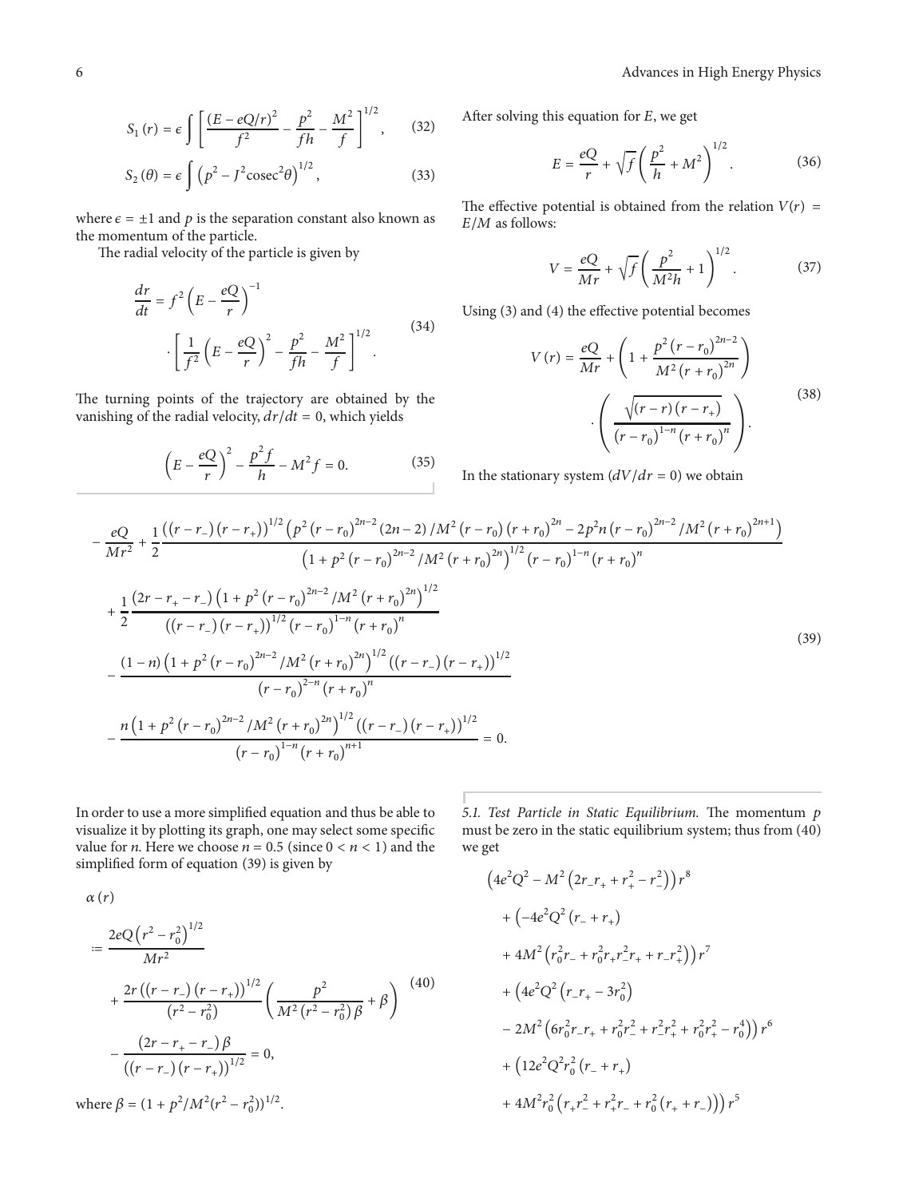$$S_1(r) = \epsilon \int \left[ \frac{(E - eQ/r)^2}{f^2} - \frac{p^2}{fh} - \frac{M^2}{f} \right]^{1/2}, \tag{32}$$

$$S_2(\theta) = \epsilon \int \left( p^2 - J^2 \operatorname{cosec}^2\theta \right)^{1/2}, \tag{33}$$

where $\epsilon = \pm 1$ and $p$ is the separation constant also known as the momentum of the particle.

The radial velocity of the particle is given by

$$\frac{dr}{dt} = f^2 \left( E - \frac{eQ}{r} \right)^{-1} \cdot \left[ \frac{1}{f^2} \left( E - \frac{eQ}{r} \right)^2 - \frac{p^2}{fh} - \frac{M^2}{f} \right]^{1/2}. \tag{34}$$

The turning points of the trajectory are obtained by the vanishing of the radial velocity, $dr/dt = 0$, which yields

$$\left( E - \frac{eQ}{r} \right)^2 - \frac{p^2 f}{h} - M^2 f = 0. \tag{35}$$

After solving this equation for $E$, we get

$$E = \frac{eQ}{r} + \sqrt{f} \left( \frac{p^2}{h} + M^2 \right)^{1/2}. \tag{36}$$

The effective potential is obtained from the relation $V(r) = E/M$ as follows:

$$V = \frac{eQ}{Mr} + \sqrt{f} \left( \frac{p^2}{M^2 h} + 1 \right)^{1/2}. \tag{37}$$

Using (3) and (4) the effective potential becomes

$$V(r) = \frac{eQ}{Mr} + \left( 1 + \frac{p^2 (r - r_0)^{2n-2}}{M^2 (r + r_0)^{2n}} \right) \cdot \left( \frac{\sqrt{(r - r)(r - r_+)}}{(r - r_0)^{1-n} (r + r_0)^n} \right). \tag{38}$$

In the stationary system ($dV/dr = 0$) we obtain

$$\begin{aligned}
&-\frac{eQ}{Mr^2} + \frac{1}{2} \frac{((r - r_-)(r - r_+))^{1/2} \left( p^2 (r - r_0)^{2n-2} (2n - 2) / M^2 (r - r_0)(r + r_0)^{2n} - 2p^2 n (r - r_0)^{2n-2} / M^2 (r + r_0)^{2n+1} \right)}{\left( 1 + p^2 (r - r_0)^{2n-2} / M^2 (r + r_0)^{2n} \right)^{1/2} (r - r_0)^{1-n} (r + r_0)^n} \\
&+ \frac{1}{2} \frac{(2r - r_+ - r_-) \left( 1 + p^2 (r - r_0)^{2n-2} / M^2 (r + r_0)^{2n} \right)^{1/2}}{((r - r_-)(r - r_+))^{1/2} (r - r_0)^{1-n} (r + r_0)^n} \\
&- \frac{(1 - n) \left( 1 + p^2 (r - r_0)^{2n-2} / M^2 (r + r_0)^{2n} \right)^{1/2} ((r - r_-)(r - r_+))^{1/2}}{(r - r_0)^{2-n} (r + r_0)^n} \\
&- \frac{n \left( 1 + p^2 (r - r_0)^{2n-2} / M^2 (r + r_0)^{2n} \right)^{1/2} ((r - r_-)(r - r_+))^{1/2}}{(r - r_0)^{1-n} (r + r_0)^{n+1}} = 0.
\end{aligned} \tag{39}$$

In order to use a more simplified equation and thus be able to visualize it by plotting its graph, one may select some specific value for $n$. Here we choose $n = 0.5$ (since $0 < n < 1$) and the simplified form of equation (39) is given by

$$\begin{aligned}
\alpha(r) &:= \frac{2eQ \left( r^2 - r_0^2 \right)^{1/2}}{Mr^2} \\
&+ \frac{2r ((r - r_-)(r - r_+))^{1/2}}{(r^2 - r_0^2)} \left( \frac{p^2}{M^2 (r^2 - r_0^2) \beta} + \beta \right) \\
&- \frac{(2r - r_+ - r_-) \beta}{((r - r_-)(r - r_+))^{1/2}} = 0,
\end{aligned} \tag{40}$$

where $\beta = (1 + p^2/M^2(r^2 - r_0^2))^{1/2}$.

### 5.1. Test Particle in Static Equilibrium.

The momentum $p$ must be zero in the static equilibrium system; thus from (40) we get

$$\begin{aligned}
&\left( 4e^2Q^2 - M^2 \left( 2r_- r_+ + r_+^2 - r_-^2 \right) \right) r^8 \\
&+ \left( -4e^2Q^2 (r_- + r_+) + 4M^2 \left( r_0^2 r_- + r_0^2 r_+ r_-^2 r_+ + r_- r_+^2 \right) \right) r^7 \\
&+ \left( 4e^2Q^2 \left( r_- r_+ - 3r_0^2 \right) - 2M^2 \left( 6r_0^2 r_- r_+ + r_0^2 r_-^2 + r_-^2 r_+^2 + r_0^2 r_+^2 - r_0^4 \right) \right) r^6 \\
&+ \left( 12e^2Q^2 r_0^2 (r_- + r_+) + 4M^2 r_0^2 \left( r_+ r_-^2 + r_+^2 r_- + r_0^2 (r_+ + r_-) \right) \right) r^5
\end{aligned}$$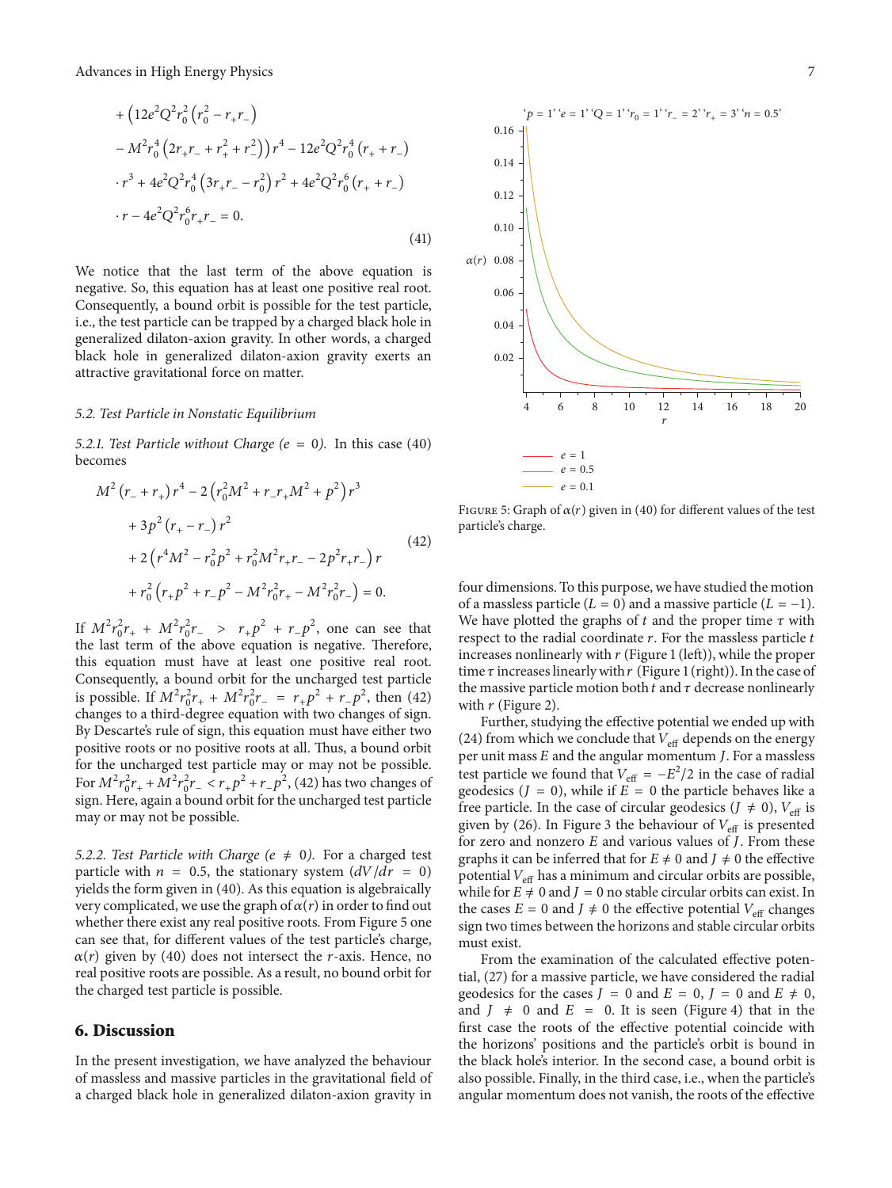$$
\begin{aligned}
&+\left(12e^2Q^2r_0^2\left(r_0^2-r_+r_-\right)\right.\\
&\left.-M^2r_0^4\left(2r_+r_-+r_+^2+r_-^2\right)\right)r^4-12e^2Q^2r_0^4\left(r_++r_-\right)\\
&\cdot r^3+4e^2Q^2r_0^4\left(3r_+r_--r_0^2\right)r^2+4e^2Q^2r_0^6\left(r_++r_-\right)\\
&\cdot r-4e^2Q^2r_0^6r_+r_-=0.
\end{aligned}
\tag{41}
$$

We notice that the last term of the above equation is negative. So, this equation has at least one positive real root. Consequently, a bound orbit is possible for the test particle, i.e., the test particle can be trapped by a charged black hole in generalized dilaton-axion gravity. In other words, a charged black hole in generalized dilaton-axion gravity exerts an attractive gravitational force on matter.

### 5.2. Test Particle in Nonstatic Equilibrium

#### 5.2.1. Test Particle without Charge ($e = 0$).

In this case (40) becomes

$$
\begin{aligned}
&M^2\left(r_-+r_+\right)r^4-2\left(r_0^2M^2+r_-r_+M^2+p^2\right)r^3\\
&+3p^2\left(r_+-r_-\right)r^2\\
&+2\left(r^4M^2-r_0^2p^2+r_0^2M^2r_+r_--2p^2r_+r_-\right)r\\
&+r_0^2\left(r_+p^2+r_-p^2-M^2r_0^2r_+-M^2r_0^2r_-\right)=0.
\end{aligned}
\tag{42}
$$

If $M^2r_0^2r_+ + M^2r_0^2r_- > r_+p^2 + r_-p^2$, one can see that the last term of the above equation is negative. Therefore, this equation must have at least one positive real root. Consequently, a bound orbit for the uncharged test particle is possible. If $M^2r_0^2r_+ + M^2r_0^2r_- = r_+p^2 + r_-p^2$, then (42) changes to a third-degree equation with two changes of sign. By Descarte's rule of sign, this equation must have either two positive roots or no positive roots at all. Thus, a bound orbit for the uncharged test particle may or may not be possible. For $M^2r_0^2r_+ + M^2r_0^2r_- < r_+p^2 + r_-p^2$, (42) has two changes of sign. Here, again a bound orbit for the uncharged test particle may or may not be possible.

#### 5.2.2. Test Particle with Charge ($e \neq 0$).

For a charged test particle with $n = 0.5$, the stationary system ($dV/dr = 0$) yields the form given in (40). As this equation is algebraically very complicated, we use the graph of $\alpha(r)$ in order to find out whether there exist any real positive roots. From Figure 5 one can see that, for different values of the test particle's charge, $\alpha(r)$ given by (40) does not intersect the $r$-axis. Hence, no real positive roots are possible. As a result, no bound orbit for the charged test particle is possible.

Figure 5: Graph of $\alpha(r)$ given in (40) for different values of the test particle's charge.

## 6. Discussion

In the present investigation, we have analyzed the behaviour of massless and massive particles in the gravitational field of a charged black hole in generalized dilaton-axion gravity in four dimensions. To this purpose, we have studied the motion of a massless particle ($L = 0$) and a massive particle ($L = -1$). We have plotted the graphs of $t$ and the proper time $\tau$ with respect to the radial coordinate $r$. For the massless particle $t$ increases nonlinearly with $r$ (Figure 1 (left)), while the proper time $\tau$ increases linearly with $r$ (Figure 1 (right)). In the case of the massive particle motion both $t$ and $\tau$ decrease nonlinearly with $r$ (Figure 2).

Further, studying the effective potential we ended up with (24) from which we conclude that $V_{\text{eff}}$ depends on the energy per unit mass $E$ and the angular momentum $J$. For a massless test particle we found that $V_{\text{eff}} = -E^2/2$ in the case of radial geodesics ($J = 0$), while if $E = 0$ the particle behaves like a free particle. In the case of circular geodesics ($J \neq 0$), $V_{\text{eff}}$ is given by (26). In Figure 3 the behaviour of $V_{\text{eff}}$ is presented for zero and nonzero $E$ and various values of $J$. From these graphs it can be inferred that for $E \neq 0$ and $J \neq 0$ the effective potential $V_{\text{eff}}$ has a minimum and circular orbits are possible, while for $E \neq 0$ and $J = 0$ no stable circular orbits can exist. In the cases $E = 0$ and $J \neq 0$ the effective potential $V_{\text{eff}}$ changes sign two times between the horizons and stable circular orbits must exist.

From the examination of the calculated effective potential, (27) for a massive particle, we have considered the radial geodesics for the cases $J = 0$ and $E = 0$, $J = 0$ and $E \neq 0$, and $J \neq 0$ and $E = 0$. It is seen (Figure 4) that in the first case the roots of the effective potential coincide with the horizons' positions and the particle's orbit is bound in the black hole's interior. In the second case, a bound orbit is also possible. Finally, in the third case, i.e., when the particle's angular momentum does not vanish, the roots of the effective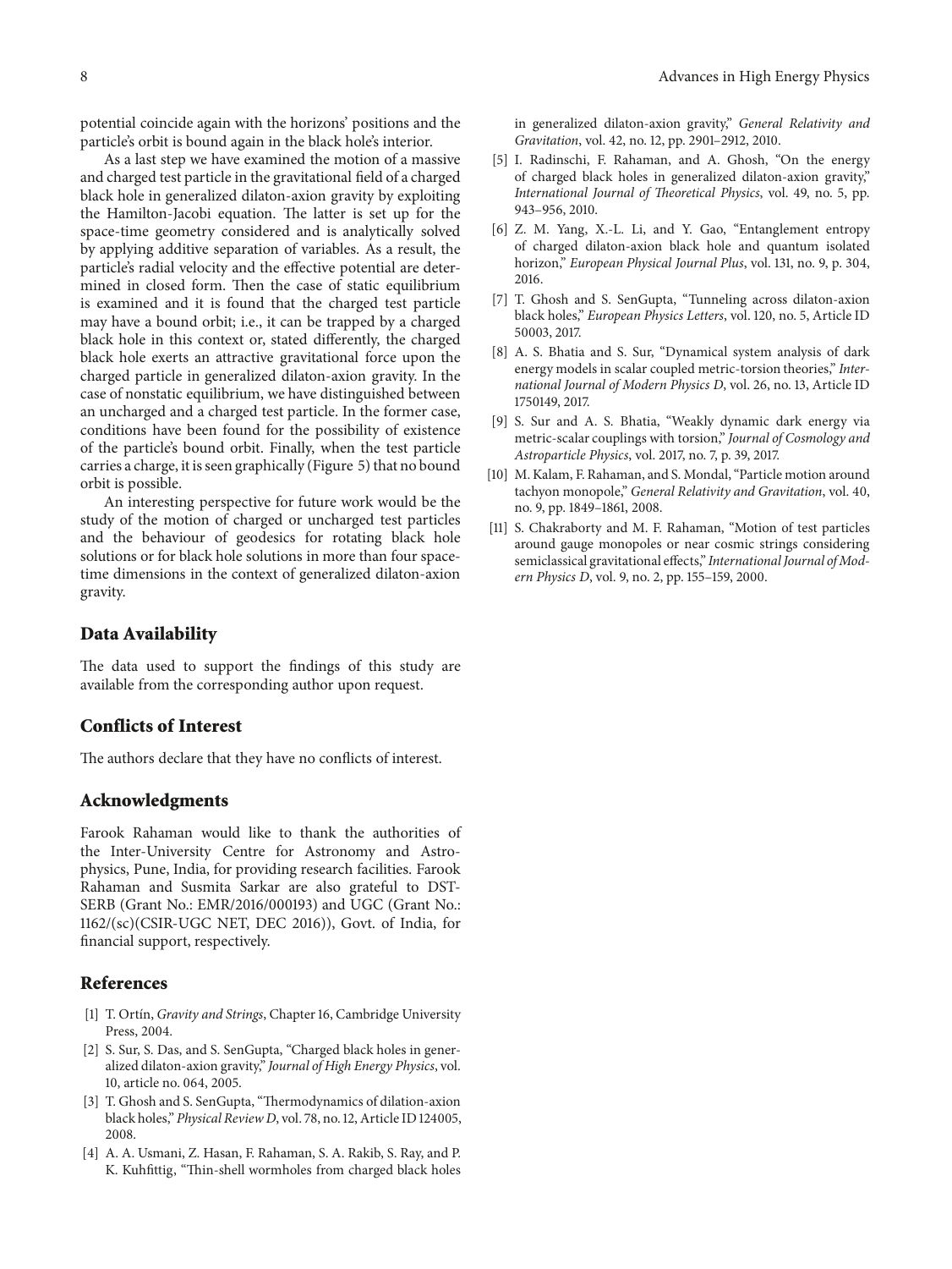potential coincide again with the horizons' positions and the particle's orbit is bound again in the black hole's interior.

As a last step we have examined the motion of a massive and charged test particle in the gravitational field of a charged black hole in generalized dilaton-axion gravity by exploiting the Hamilton-Jacobi equation. The latter is set up for the space-time geometry considered and is analytically solved by applying additive separation of variables. As a result, the particle's radial velocity and the effective potential are determined in closed form. Then the case of static equilibrium is examined and it is found that the charged test particle may have a bound orbit; i.e., it can be trapped by a charged black hole in this context or, stated differently, the charged black hole exerts an attractive gravitational force upon the charged particle in generalized dilaton-axion gravity. In the case of nonstatic equilibrium, we have distinguished between an uncharged and a charged test particle. In the former case, conditions have been found for the possibility of existence of the particle's bound orbit. Finally, when the test particle carries a charge, it is seen graphically (Figure 5) that no bound orbit is possible.

An interesting perspective for future work would be the study of the motion of charged or uncharged test particles and the behaviour of geodesics for rotating black hole solutions or for black hole solutions in more than four space-time dimensions in the context of generalized dilaton-axion gravity.

## Data Availability

The data used to support the findings of this study are available from the corresponding author upon request.

## Conflicts of Interest

The authors declare that they have no conflicts of interest.

## Acknowledgments

Farook Rahaman would like to thank the authorities of the Inter-University Centre for Astronomy and Astrophysics, Pune, India, for providing research facilities. Farook Rahaman and Susmita Sarkar are also grateful to DST-SERB (Grant No.: EMR/2016/000193) and UGC (Grant No.: 1162/(sc)(CSIR-UGC NET, DEC 2016)), Govt. of India, for financial support, respectively.

## References

[1] T. Ortín, *Gravity and Strings*, Chapter 16, Cambridge University Press, 2004.

[2] S. Sur, S. Das, and S. SenGupta, "Charged black holes in generalized dilaton-axion gravity," *Journal of High Energy Physics*, vol. 10, article no. 064, 2005.

[3] T. Ghosh and S. SenGupta, "Thermodynamics of dilation-axion black holes," *Physical Review D*, vol. 78, no. 12, Article ID 124005, 2008.

[4] A. A. Usmani, Z. Hasan, F. Rahaman, S. A. Rakib, S. Ray, and P. K. Kuhfittig, "Thin-shell wormholes from charged black holes in generalized dilaton-axion gravity," *General Relativity and Gravitation*, vol. 42, no. 12, pp. 2901–2912, 2010.

[5] I. Radinschi, F. Rahaman, and A. Ghosh, "On the energy of charged black holes in generalized dilaton-axion gravity," *International Journal of Theoretical Physics*, vol. 49, no. 5, pp. 943–956, 2010.

[6] Z. M. Yang, X.-L. Li, and Y. Gao, "Entanglement entropy of charged dilaton-axion black hole and quantum isolated horizon," *European Physical Journal Plus*, vol. 131, no. 9, p. 304, 2016.

[7] T. Ghosh and S. SenGupta, "Tunneling across dilaton-axion black holes," *European Physics Letters*, vol. 120, no. 5, Article ID 50003, 2017.

[8] A. S. Bhatia and S. Sur, "Dynamical system analysis of dark energy models in scalar coupled metric-torsion theories," *International Journal of Modern Physics D*, vol. 26, no. 13, Article ID 1750149, 2017.

[9] S. Sur and A. S. Bhatia, "Weakly dynamic dark energy via metric-scalar couplings with torsion," *Journal of Cosmology and Astroparticle Physics*, vol. 2017, no. 7, p. 39, 2017.

[10] M. Kalam, F. Rahaman, and S. Mondal, "Particle motion around tachyon monopole," *General Relativity and Gravitation*, vol. 40, no. 9, pp. 1849–1861, 2008.

[11] S. Chakraborty and M. F. Rahaman, "Motion of test particles around gauge monopoles or near cosmic strings considering semiclassical gravitational effects," *International Journal of Modern Physics D*, vol. 9, no. 2, pp. 155–159, 2000.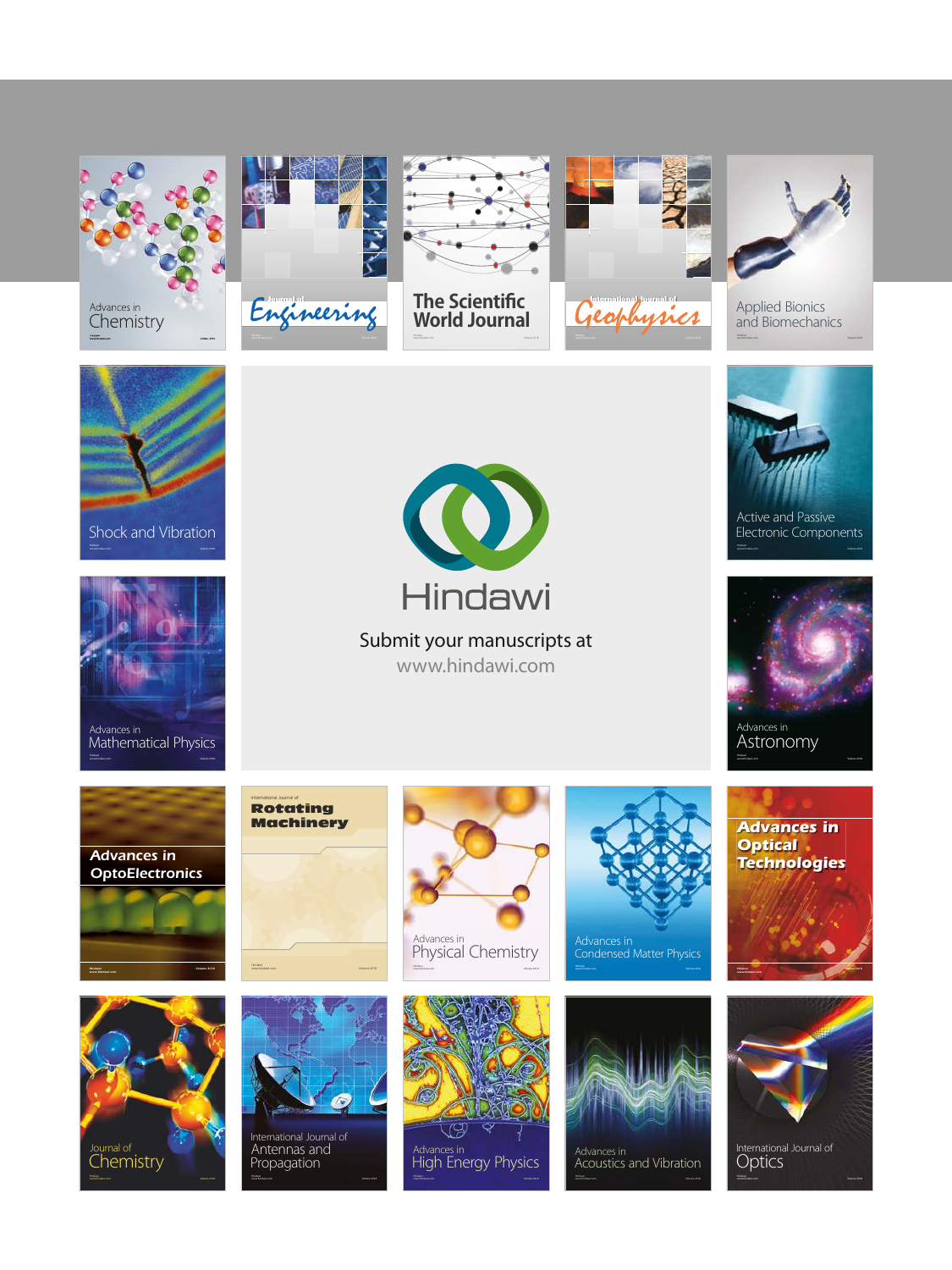Advances in Chemistry

Journal of Engineering

The Scientific World Journal

International Journal of Geophysics

Applied Bionics and Biomechanics

Shock and Vibration

Hindawi

Submit your manuscripts at
www.hindawi.com

Active and Passive Electronic Components

Advances in Mathematical Physics

Advances in Astronomy

Advances in OptoElectronics

International Journal of Rotating Machinery

Advances in Physical Chemistry

Advances in Condensed Matter Physics

Advances in Optical Technologies

Journal of Chemistry

International Journal of Antennas and Propagation

Advances in High Energy Physics

Advances in Acoustics and Vibration

International Journal of Optics